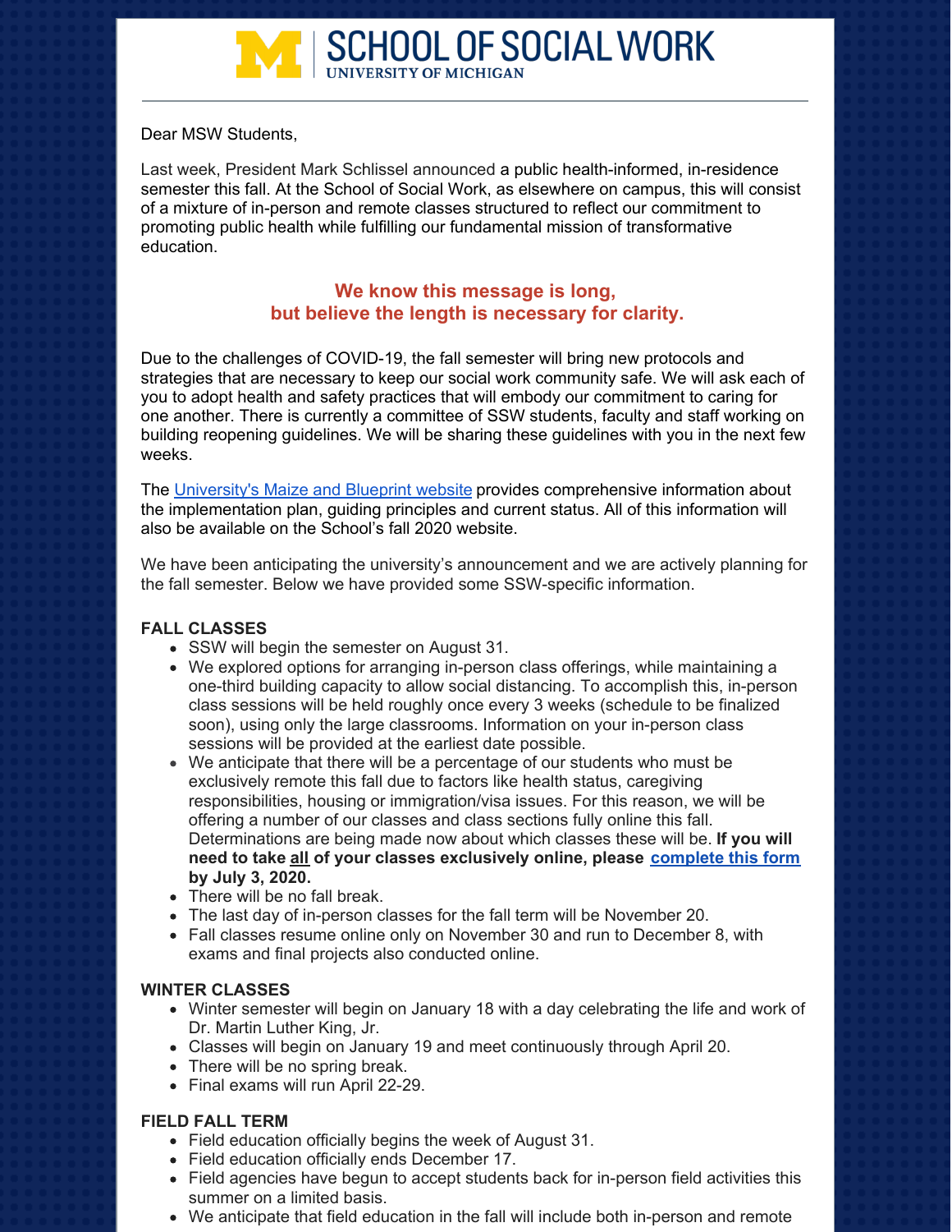# SCHOOL OF SOCIAL WORK
UNIVERSITY OF MICHIGAN

---

Dear MSW Students,

Last week, President Mark Schlissel announced a public health-informed, in-residence semester this fall. At the School of Social Work, as elsewhere on campus, this will consist of a mixture of in-person and remote classes structured to reflect our commitment to promoting public health while fulfilling our fundamental mission of transformative education.

**We know this message is long,**
**but believe the length is necessary for clarity.**

Due to the challenges of COVID-19, the fall semester will bring new protocols and strategies that are necessary to keep our social work community safe. We will ask each of you to adopt health and safety practices that will embody our commitment to caring for one another. There is currently a committee of SSW students, faculty and staff working on building reopening guidelines. We will be sharing these guidelines with you in the next few weeks.

The [University's Maize and Blueprint website] provides comprehensive information about the implementation plan, guiding principles and current status. All of this information will also be available on the School's fall 2020 website.

We have been anticipating the university's announcement and we are actively planning for the fall semester. Below we have provided some SSW-specific information.

**FALL CLASSES**

- SSW will begin the semester on August 31.
- We explored options for arranging in-person class offerings, while maintaining a one-third building capacity to allow social distancing. To accomplish this, in-person class sessions will be held roughly once every 3 weeks (schedule to be finalized soon), using only the large classrooms. Information on your in-person class sessions will be provided at the earliest date possible.
- We anticipate that there will be a percentage of our students who must be exclusively remote this fall due to factors like health status, caregiving responsibilities, housing or immigration/visa issues. For this reason, we will be offering a number of our classes and class sections fully online this fall. Determinations are being made now about which classes these will be. **If you will need to take all of your classes exclusively online, please [complete this form] by July 3, 2020.**
- There will be no fall break.
- The last day of in-person classes for the fall term will be November 20.
- Fall classes resume online only on November 30 and run to December 8, with exams and final projects also conducted online.

**WINTER CLASSES**

- Winter semester will begin on January 18 with a day celebrating the life and work of Dr. Martin Luther King, Jr.
- Classes will begin on January 19 and meet continuously through April 20.
- There will be no spring break.
- Final exams will run April 22-29.

**FIELD FALL TERM**

- Field education officially begins the week of August 31.
- Field education officially ends December 17.
- Field agencies have begun to accept students back for in-person field activities this summer on a limited basis.
- We anticipate that field education in the fall will include both in-person and remote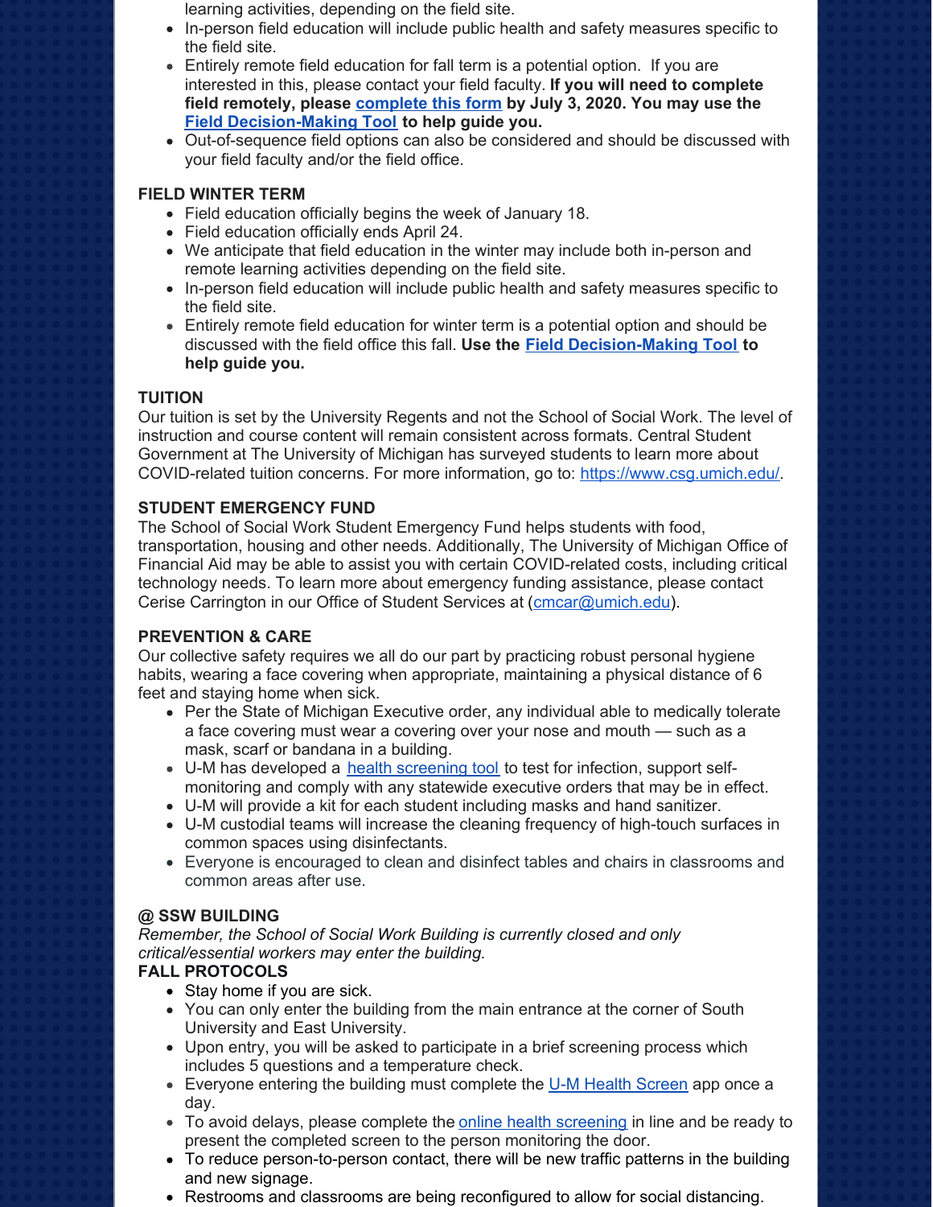learning activities, depending on the field site.

- In-person field education will include public health and safety measures specific to the field site.
- Entirely remote field education for fall term is a potential option. If you are interested in this, please contact your field faculty. **If you will need to complete field remotely, please [complete this form](#) by July 3, 2020. You may use the [Field Decision-Making Tool](#) to help guide you.**
- Out-of-sequence field options can also be considered and should be discussed with your field faculty and/or the field office.

**FIELD WINTER TERM**

- Field education officially begins the week of January 18.
- Field education officially ends April 24.
- We anticipate that field education in the winter may include both in-person and remote learning activities depending on the field site.
- In-person field education will include public health and safety measures specific to the field site.
- Entirely remote field education for winter term is a potential option and should be discussed with the field office this fall. **Use the [Field Decision-Making Tool](#) to help guide you.**

**TUITION**

Our tuition is set by the University Regents and not the School of Social Work. The level of instruction and course content will remain consistent across formats. Central Student Government at The University of Michigan has surveyed students to learn more about COVID-related tuition concerns. For more information, go to: https://www.csg.umich.edu/.

**STUDENT EMERGENCY FUND**

The School of Social Work Student Emergency Fund helps students with food, transportation, housing and other needs. Additionally, The University of Michigan Office of Financial Aid may be able to assist you with certain COVID-related costs, including critical technology needs. To learn more about emergency funding assistance, please contact Cerise Carrington in our Office of Student Services at (cmcar@umich.edu).

**PREVENTION & CARE**

Our collective safety requires we all do our part by practicing robust personal hygiene habits, wearing a face covering when appropriate, maintaining a physical distance of 6 feet and staying home when sick.

- Per the State of Michigan Executive order, any individual able to medically tolerate a face covering must wear a covering over your nose and mouth — such as a mask, scarf or bandana in a building.
- U-M has developed a [health screening tool](#) to test for infection, support self-monitoring and comply with any statewide executive orders that may be in effect.
- U-M will provide a kit for each student including masks and hand sanitizer.
- U-M custodial teams will increase the cleaning frequency of high-touch surfaces in common spaces using disinfectants.
- Everyone is encouraged to clean and disinfect tables and chairs in classrooms and common areas after use.

**@ SSW BUILDING**

*Remember, the School of Social Work Building is currently closed and only critical/essential workers may enter the building.*

**FALL PROTOCOLS**

- Stay home if you are sick.
- You can only enter the building from the main entrance at the corner of South University and East University.
- Upon entry, you will be asked to participate in a brief screening process which includes 5 questions and a temperature check.
- Everyone entering the building must complete the [U-M Health Screen](#) app once a day.
- To avoid delays, please complete the [online health screening](#) in line and be ready to present the completed screen to the person monitoring the door.
- To reduce person-to-person contact, there will be new traffic patterns in the building and new signage.
- Restrooms and classrooms are being reconfigured to allow for social distancing.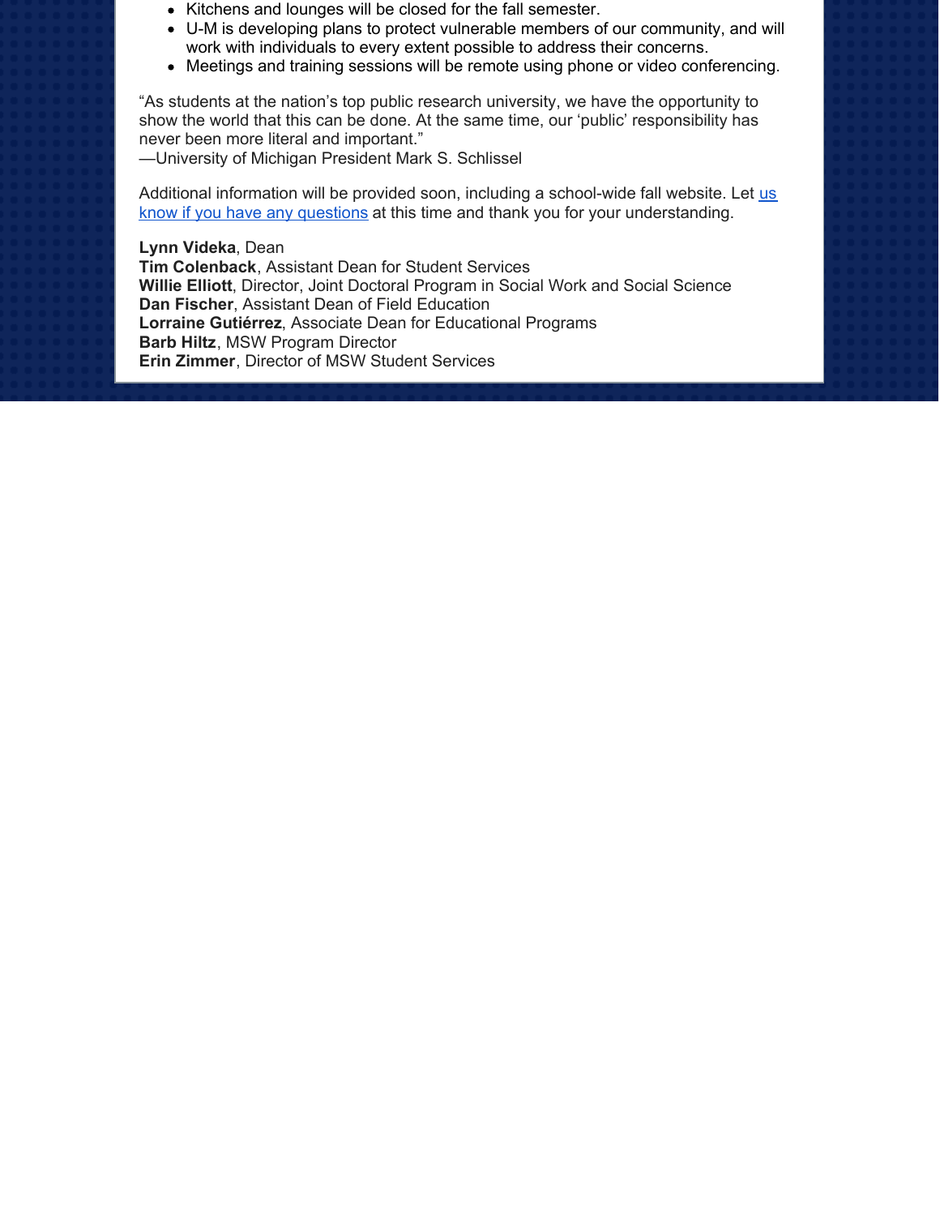- Kitchens and lounges will be closed for the fall semester.
- U-M is developing plans to protect vulnerable members of our community, and will work with individuals to every extent possible to address their concerns.
- Meetings and training sessions will be remote using phone or video conferencing.

“As students at the nation’s top public research university, we have the opportunity to show the world that this can be done. At the same time, our ‘public’ responsibility has never been more literal and important.”
—University of Michigan President Mark S. Schlissel

Additional information will be provided soon, including a school-wide fall website. Let us know if you have any questions at this time and thank you for your understanding.

**Lynn Videka**, Dean
**Tim Colenback**, Assistant Dean for Student Services
**Willie Elliott**, Director, Joint Doctoral Program in Social Work and Social Science
**Dan Fischer**, Assistant Dean of Field Education
**Lorraine Gutiérrez**, Associate Dean for Educational Programs
**Barb Hiltz**, MSW Program Director
**Erin Zimmer**, Director of MSW Student Services